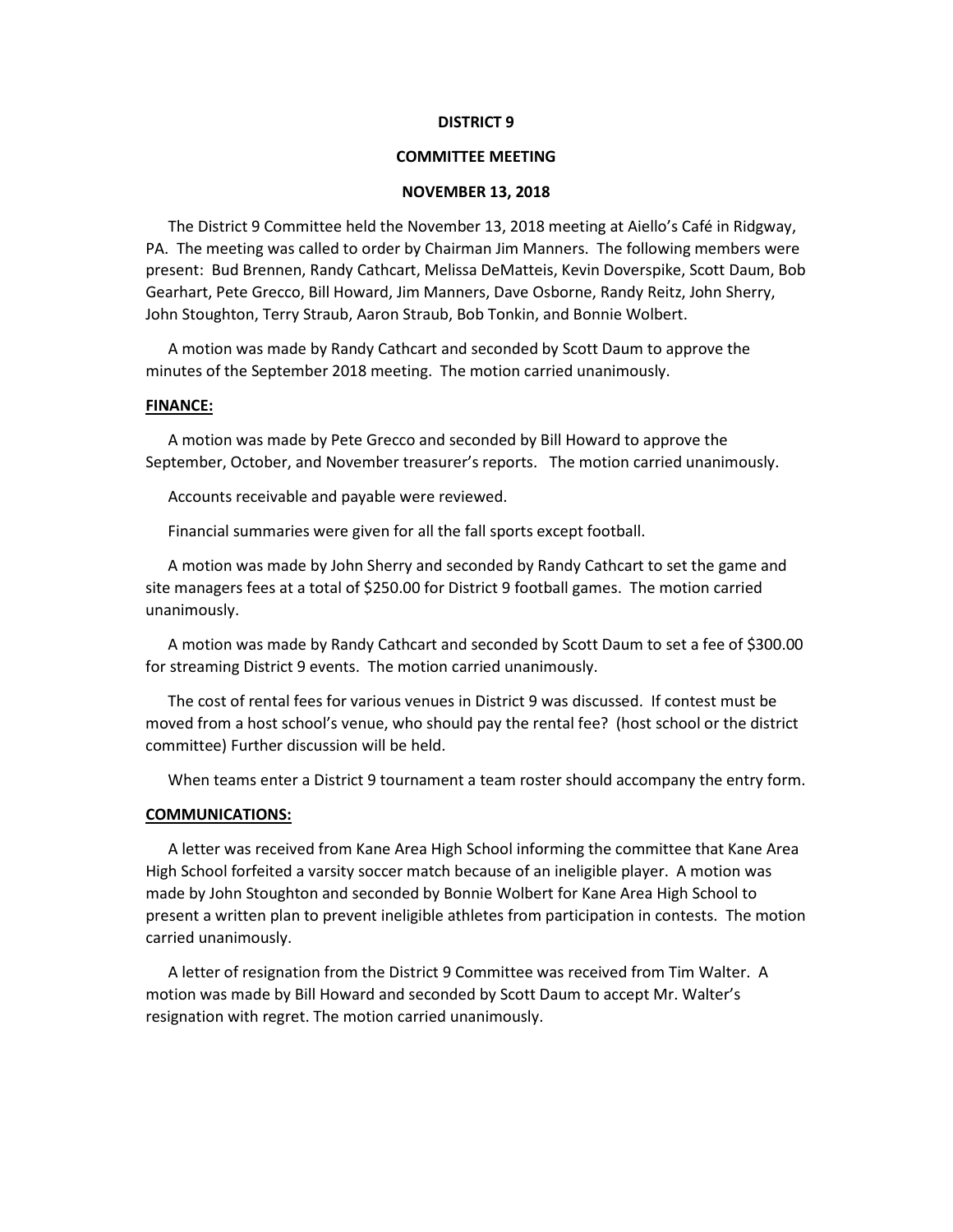**DISTRICT 9**

**COMMITTEE MEETING**

**NOVEMBER 13, 2018**

The District 9 Committee held the November 13, 2018 meeting at Aiello's Café in Ridgway, PA. The meeting was called to order by Chairman Jim Manners. The following members were present: Bud Brennen, Randy Cathcart, Melissa DeMatteis, Kevin Doverspike, Scott Daum, Bob Gearhart, Pete Grecco, Bill Howard, Jim Manners, Dave Osborne, Randy Reitz, John Sherry, John Stoughton, Terry Straub, Aaron Straub, Bob Tonkin, and Bonnie Wolbert.

A motion was made by Randy Cathcart and seconded by Scott Daum to approve the minutes of the September 2018 meeting. The motion carried unanimously.

**FINANCE:**

A motion was made by Pete Grecco and seconded by Bill Howard to approve the September, October, and November treasurer's reports. The motion carried unanimously.

Accounts receivable and payable were reviewed.

Financial summaries were given for all the fall sports except football.

A motion was made by John Sherry and seconded by Randy Cathcart to set the game and site managers fees at a total of $250.00 for District 9 football games. The motion carried unanimously.

A motion was made by Randy Cathcart and seconded by Scott Daum to set a fee of $300.00 for streaming District 9 events. The motion carried unanimously.

The cost of rental fees for various venues in District 9 was discussed. If contest must be moved from a host school's venue, who should pay the rental fee? (host school or the district committee) Further discussion will be held.

When teams enter a District 9 tournament a team roster should accompany the entry form.

**COMMUNICATIONS:**

A letter was received from Kane Area High School informing the committee that Kane Area High School forfeited a varsity soccer match because of an ineligible player. A motion was made by John Stoughton and seconded by Bonnie Wolbert for Kane Area High School to present a written plan to prevent ineligible athletes from participation in contests. The motion carried unanimously.

A letter of resignation from the District 9 Committee was received from Tim Walter. A motion was made by Bill Howard and seconded by Scott Daum to accept Mr. Walter's resignation with regret. The motion carried unanimously.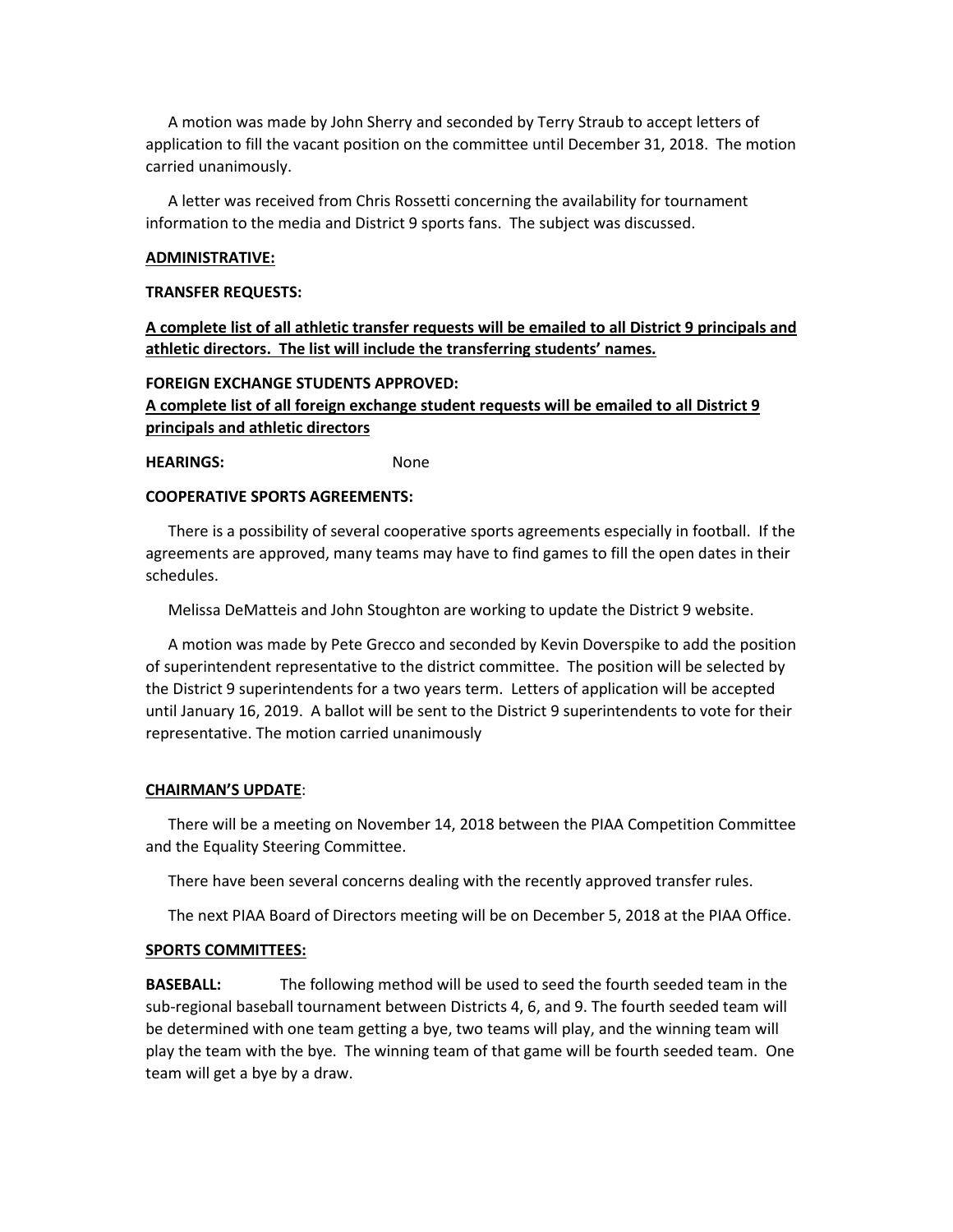A motion was made by John Sherry and seconded by Terry Straub to accept letters of application to fill the vacant position on the committee until December 31, 2018. The motion carried unanimously.

A letter was received from Chris Rossetti concerning the availability for tournament information to the media and District 9 sports fans. The subject was discussed.

**ADMINISTRATIVE:**

**TRANSFER REQUESTS:**

**A complete list of all athletic transfer requests will be emailed to all District 9 principals and athletic directors. The list will include the transferring students' names.**

**FOREIGN EXCHANGE STUDENTS APPROVED:**
**A complete list of all foreign exchange student requests will be emailed to all District 9 principals and athletic directors**

**HEARINGS:** None

**COOPERATIVE SPORTS AGREEMENTS:**

There is a possibility of several cooperative sports agreements especially in football. If the agreements are approved, many teams may have to find games to fill the open dates in their schedules.

Melissa DeMatteis and John Stoughton are working to update the District 9 website.

A motion was made by Pete Grecco and seconded by Kevin Doverspike to add the position of superintendent representative to the district committee. The position will be selected by the District 9 superintendents for a two years term. Letters of application will be accepted until January 16, 2019. A ballot will be sent to the District 9 superintendents to vote for their representative. The motion carried unanimously

**CHAIRMAN'S UPDATE**:

There will be a meeting on November 14, 2018 between the PIAA Competition Committee and the Equality Steering Committee.

There have been several concerns dealing with the recently approved transfer rules.

The next PIAA Board of Directors meeting will be on December 5, 2018 at the PIAA Office.

**SPORTS COMMITTEES:**

**BASEBALL:** The following method will be used to seed the fourth seeded team in the sub-regional baseball tournament between Districts 4, 6, and 9. The fourth seeded team will be determined with one team getting a bye, two teams will play, and the winning team will play the team with the bye. The winning team of that game will be fourth seeded team. One team will get a bye by a draw.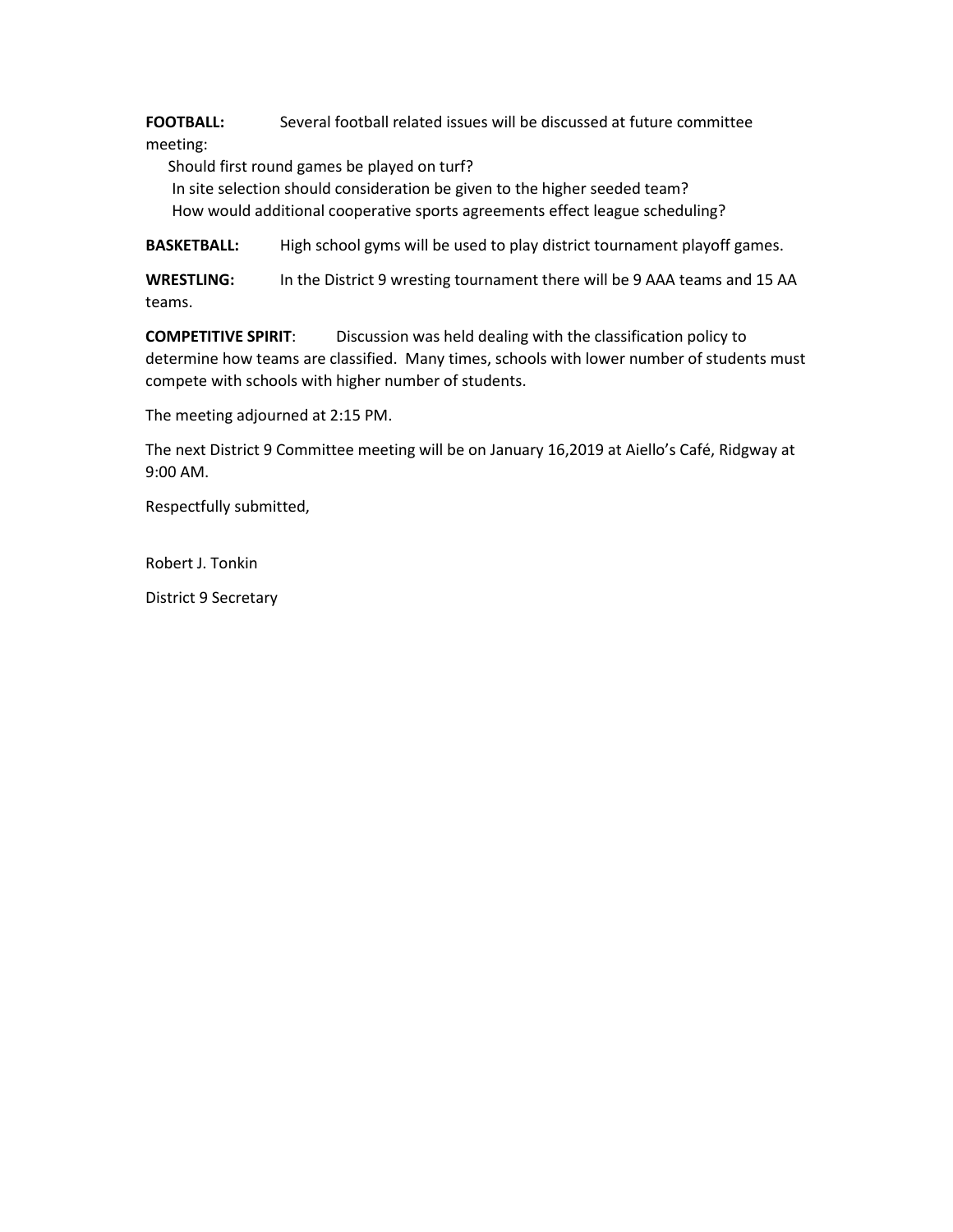**FOOTBALL:** Several football related issues will be discussed at future committee meeting:

Should first round games be played on turf?

In site selection should consideration be given to the higher seeded team?

How would additional cooperative sports agreements effect league scheduling?

**BASKETBALL:** High school gyms will be used to play district tournament playoff games.

**WRESTLING:** In the District 9 wresting tournament there will be 9 AAA teams and 15 AA teams.

**COMPETITIVE SPIRIT**: Discussion was held dealing with the classification policy to determine how teams are classified. Many times, schools with lower number of students must compete with schools with higher number of students.

The meeting adjourned at 2:15 PM.

The next District 9 Committee meeting will be on January 16,2019 at Aiello's Café, Ridgway at 9:00 AM.

Respectfully submitted,

Robert J. Tonkin

District 9 Secretary